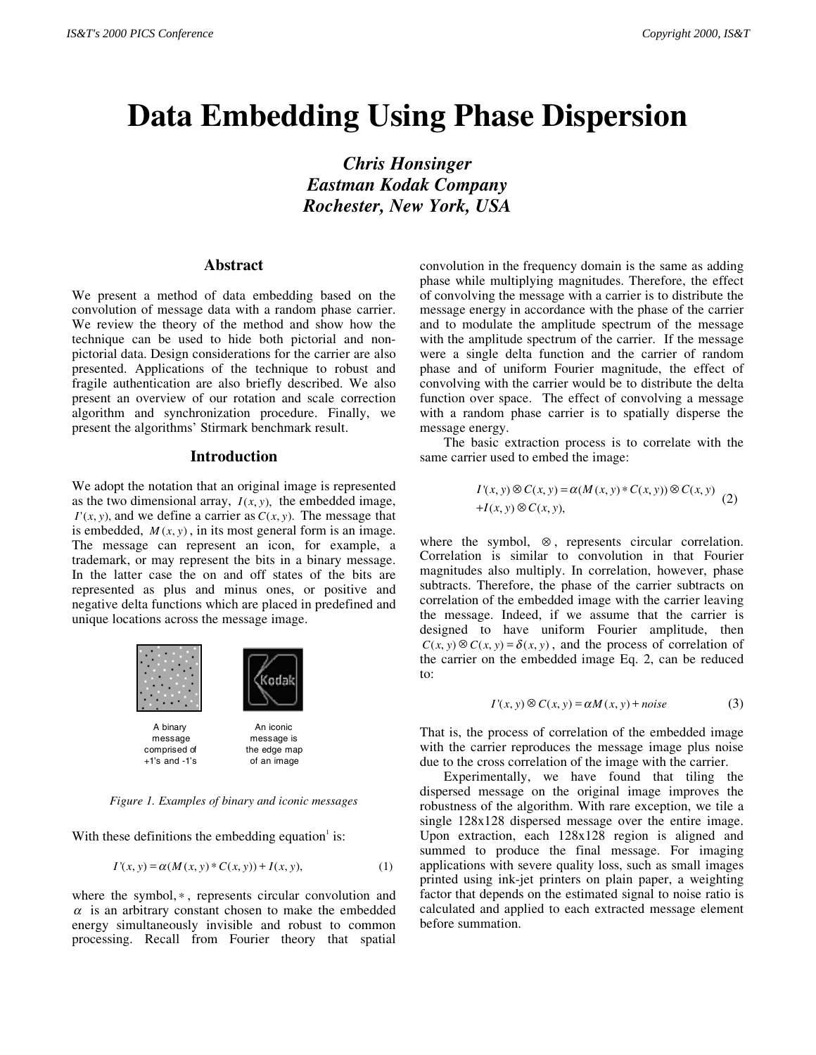# Data Embedding Using Phase Dispersion

***Chris Honsinger***
***Eastman Kodak Company***
***Rochester, New York, USA***

## Abstract

We present a method of data embedding based on the convolution of message data with a random phase carrier. We review the theory of the method and show how the technique can be used to hide both pictorial and non-pictorial data. Design considerations for the carrier are also presented. Applications of the technique to robust and fragile authentication are also briefly described. We also present an overview of our rotation and scale correction algorithm and synchronization procedure. Finally, we present the algorithms' Stirmark benchmark result.

## Introduction

We adopt the notation that an original image is represented as the two dimensional array, $I(x, y)$, the embedded image, $I'(x, y)$, and we define a carrier as $C(x, y)$. The message that is embedded, $M(x, y)$, in its most general form is an image. The message can represent an icon, for example, a trademark, or may represent the bits in a binary message. In the latter case the on and off states of the bits are represented as plus and minus ones, or positive and negative delta functions which are placed in predefined and unique locations across the message image.

A binary message comprised of +1's and -1's

An iconic message is the edge map of an image

*Figure 1. Examples of binary and iconic messages*

With these definitions the embedding equation[1] is:

$$I'(x, y) = \alpha(M(x, y) * C(x, y)) + I(x, y), \tag{1}$$

where the symbol, $*$, represents circular convolution and $\alpha$ is an arbitrary constant chosen to make the embedded energy simultaneously invisible and robust to common processing. Recall from Fourier theory that spatial convolution in the frequency domain is the same as adding phase while multiplying magnitudes. Therefore, the effect of convolving the message with a carrier is to distribute the message energy in accordance with the phase of the carrier and to modulate the amplitude spectrum of the message with the amplitude spectrum of the carrier. If the message were a single delta function and the carrier of random phase and of uniform Fourier magnitude, the effect of convolving with the carrier would be to distribute the delta function over space. The effect of convolving a message with a random phase carrier is to spatially disperse the message energy.

The basic extraction process is to correlate with the same carrier used to embed the image:

$$\begin{aligned} I'(x, y) \otimes C(x, y) &= \alpha(M(x, y) * C(x, y)) \otimes C(x, y) \\ &+ I(x, y) \otimes C(x, y), \end{aligned} \tag{2}$$

where the symbol, $\otimes$, represents circular correlation. Correlation is similar to convolution in that Fourier magnitudes also multiply. In correlation, however, phase subtracts. Therefore, the phase of the carrier subtracts on correlation of the embedded image with the carrier leaving the message. Indeed, if we assume that the carrier is designed to have uniform Fourier amplitude, then $C(x, y) \otimes C(x, y) = \delta(x, y)$, and the process of correlation of the carrier on the embedded image Eq. 2, can be reduced to:

$$I'(x, y) \otimes C(x, y) = \alpha M(x, y) + noise \tag{3}$$

That is, the process of correlation of the embedded image with the carrier reproduces the message image plus noise due to the cross correlation of the image with the carrier.

Experimentally, we have found that tiling the dispersed message on the original image improves the robustness of the algorithm. With rare exception, we tile a single 128x128 dispersed message over the entire image. Upon extraction, each 128x128 region is aligned and summed to produce the final message. For imaging applications with severe quality loss, such as small images printed using ink-jet printers on plain paper, a weighting factor that depends on the estimated signal to noise ratio is calculated and applied to each extracted message element before summation.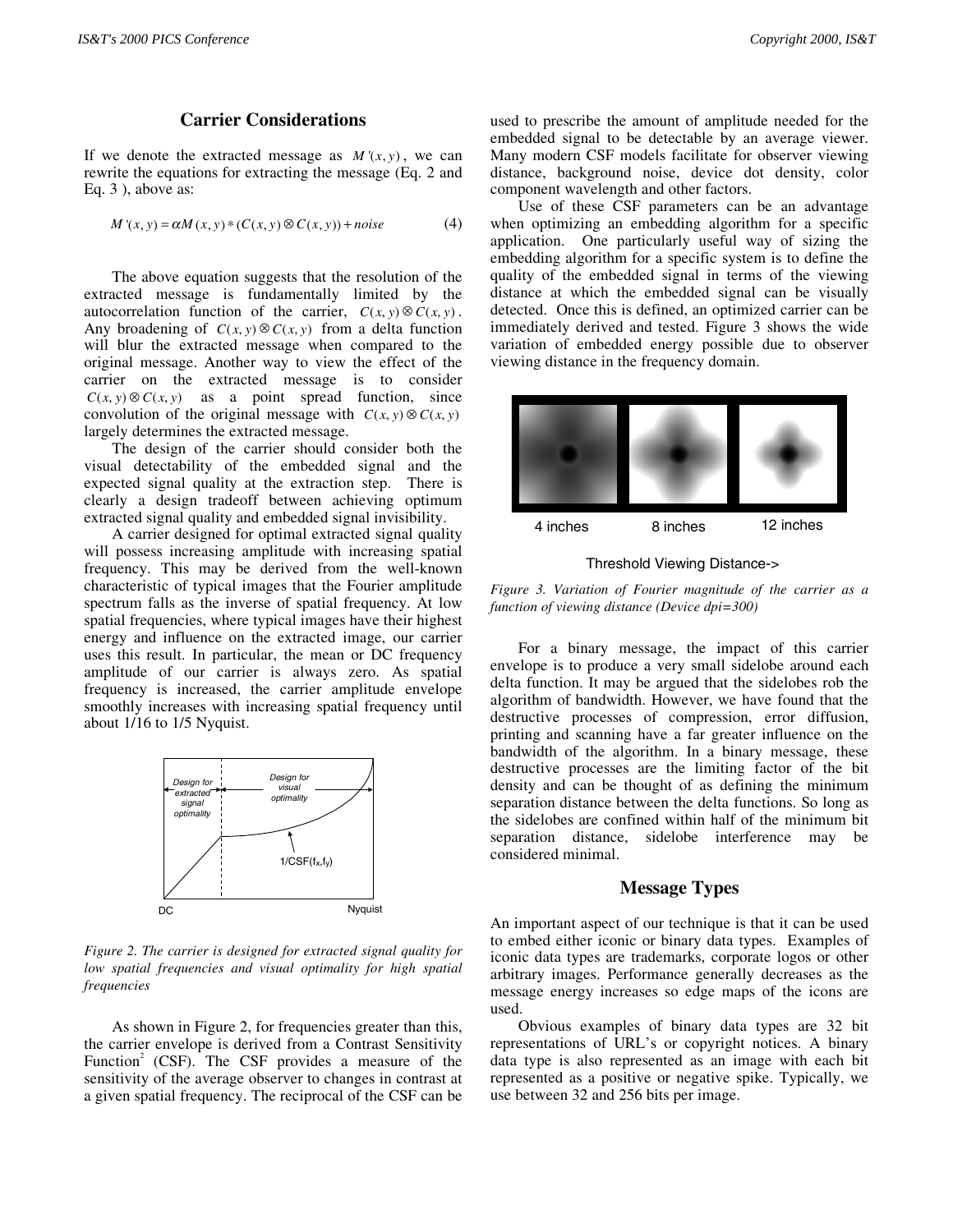## Carrier Considerations

If we denote the extracted message as $M'(x,y)$, we can rewrite the equations for extracting the message (Eq. 2 and Eq. 3 ), above as:

$$M'(x,y) = \alpha M(x,y) * (C(x,y) \otimes C(x,y)) + noise \tag{4}$$

The above equation suggests that the resolution of the extracted message is fundamentally limited by the autocorrelation function of the carrier, $C(x,y) \otimes C(x,y)$. Any broadening of $C(x,y) \otimes C(x,y)$ from a delta function will blur the extracted message when compared to the original message. Another way to view the effect of the carrier on the extracted message is to consider $C(x,y) \otimes C(x,y)$ as a point spread function, since convolution of the original message with $C(x,y) \otimes C(x,y)$ largely determines the extracted message.

The design of the carrier should consider both the visual detectability of the embedded signal and the expected signal quality at the extraction step. There is clearly a design tradeoff between achieving optimum extracted signal quality and embedded signal invisibility.

A carrier designed for optimal extracted signal quality will possess increasing amplitude with increasing spatial frequency. This may be derived from the well-known characteristic of typical images that the Fourier amplitude spectrum falls as the inverse of spatial frequency. At low spatial frequencies, where typical images have their highest energy and influence on the extracted image, our carrier uses this result. In particular, the mean or DC frequency amplitude of our carrier is always zero. As spatial frequency is increased, the carrier amplitude envelope smoothly increases with increasing spatial frequency until about 1/16 to 1/5 Nyquist.

*Figure 2. The carrier is designed for extracted signal quality for low spatial frequencies and visual optimality for high spatial frequencies*

As shown in Figure 2, for frequencies greater than this, the carrier envelope is derived from a Contrast Sensitivity Function[2] (CSF). The CSF provides a measure of the sensitivity of the average observer to changes in contrast at a given spatial frequency. The reciprocal of the CSF can be used to prescribe the amount of amplitude needed for the embedded signal to be detectable by an average viewer. Many modern CSF models facilitate for observer viewing distance, background noise, device dot density, color component wavelength and other factors.

Use of these CSF parameters can be an advantage when optimizing an embedding algorithm for a specific application. One particularly useful way of sizing the embedding algorithm for a specific system is to define the quality of the embedded signal in terms of the viewing distance at which the embedded signal can be visually detected. Once this is defined, an optimized carrier can be immediately derived and tested. Figure 3 shows the wide variation of embedded energy possible due to observer viewing distance in the frequency domain.

*Figure 3. Variation of Fourier magnitude of the carrier as a function of viewing distance (Device dpi=300)*

For a binary message, the impact of this carrier envelope is to produce a very small sidelobe around each delta function. It may be argued that the sidelobes rob the algorithm of bandwidth. However, we have found that the destructive processes of compression, error diffusion, printing and scanning have a far greater influence on the bandwidth of the algorithm. In a binary message, these destructive processes are the limiting factor of the bit density and can be thought of as defining the minimum separation distance between the delta functions. So long as the sidelobes are confined within half of the minimum bit separation distance, sidelobe interference may be considered minimal.

## Message Types

An important aspect of our technique is that it can be used to embed either iconic or binary data types. Examples of iconic data types are trademarks, corporate logos or other arbitrary images. Performance generally decreases as the message energy increases so edge maps of the icons are used.

Obvious examples of binary data types are 32 bit representations of URL's or copyright notices. A binary data type is also represented as an image with each bit represented as a positive or negative spike. Typically, we use between 32 and 256 bits per image.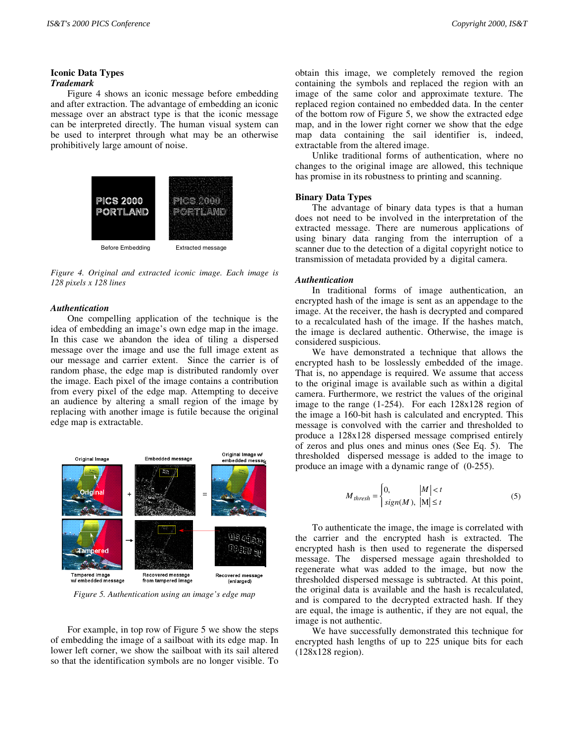## Iconic Data Types

### *Trademark*

Figure 4 shows an iconic message before embedding and after extraction. The advantage of embedding an iconic message over an abstract type is that the iconic message can be interpreted directly. The human visual system can be used to interpret through what may be an otherwise prohibitively large amount of noise.

Before Embedding Extracted message

*Figure 4. Original and extracted iconic image. Each image is 128 pixels x 128 lines*

### *Authentication*

One compelling application of the technique is the idea of embedding an image's own edge map in the image. In this case we abandon the idea of tiling a dispersed message over the image and use the full image extent as our message and carrier extent. Since the carrier is of random phase, the edge map is distributed randomly over the image. Each pixel of the image contains a contribution from every pixel of the edge map. Attempting to deceive an audience by altering a small region of the image by replacing with another image is futile because the original edge map is extractable.

*Figure 5. Authentication using an image's edge map*

For example, in top row of Figure 5 we show the steps of embedding the image of a sailboat with its edge map. In lower left corner, we show the sailboat with its sail altered so that the identification symbols are no longer visible. To obtain this image, we completely removed the region containing the symbols and replaced the region with an image of the same color and approximate texture. The replaced region contained no embedded data. In the center of the bottom row of Figure 5, we show the extracted edge map, and in the lower right corner we show that the edge map data containing the sail identifier is, indeed, extractable from the altered image.

Unlike traditional forms of authentication, where no changes to the original image are allowed, this technique has promise in its robustness to printing and scanning.

## Binary Data Types

The advantage of binary data types is that a human does not need to be involved in the interpretation of the extracted message. There are numerous applications of using binary data ranging from the interruption of a scanner due to the detection of a digital copyright notice to transmission of metadata provided by a digital camera.

### *Authentication*

In traditional forms of image authentication, an encrypted hash of the image is sent as an appendage to the image. At the receiver, the hash is decrypted and compared to a recalculated hash of the image. If the hashes match, the image is declared authentic. Otherwise, the image is considered suspicious.

We have demonstrated a technique that allows the encrypted hash to be losslessly embedded of the image. That is, no appendage is required. We assume that access to the original image is available such as within a digital camera. Furthermore, we restrict the values of the original image to the range (1-254). For each 128x128 region of the image a 160-bit hash is calculated and encrypted. This message is convolved with the carrier and thresholded to produce a 128x128 dispersed message comprised entirely of zeros and plus ones and minus ones (See Eq. 5). The thresholded dispersed message is added to the image to produce an image with a dynamic range of (0-255).

$$M_{thresh} = \begin{cases} 0, & |M| < t \\ sign(M), & |M| \leq t \end{cases} \qquad (5)$$

To authenticate the image, the image is correlated with the carrier and the encrypted hash is extracted. The encrypted hash is then used to regenerate the dispersed message. The dispersed message again thresholded to regenerate what was added to the image, but now the thresholded dispersed message is subtracted. At this point, the original data is available and the hash is recalculated, and is compared to the decrypted extracted hash. If they are equal, the image is authentic, if they are not equal, the image is not authentic.

We have successfully demonstrated this technique for encrypted hash lengths of up to 225 unique bits for each (128x128 region).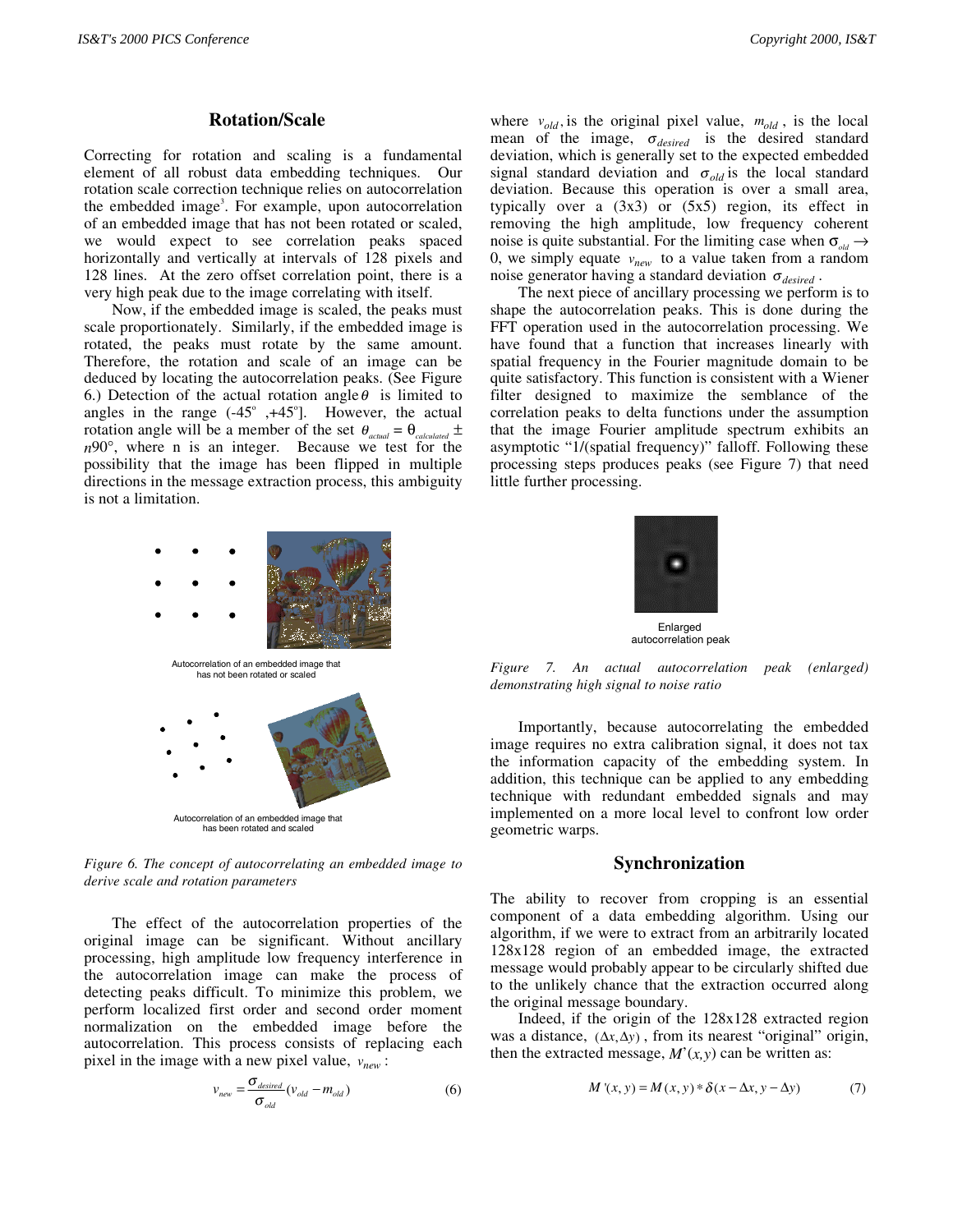## Rotation/Scale

Correcting for rotation and scaling is a fundamental element of all robust data embedding techniques. Our rotation scale correction technique relies on autocorrelation the embedded image[3]. For example, upon autocorrelation of an embedded image that has not been rotated or scaled, we would expect to see correlation peaks spaced horizontally and vertically at intervals of 128 pixels and 128 lines. At the zero offset correlation point, there is a very high peak due to the image correlating with itself.

Now, if the embedded image is scaled, the peaks must scale proportionately. Similarly, if the embedded image is rotated, the peaks must rotate by the same amount. Therefore, the rotation and scale of an image can be deduced by locating the autocorrelation peaks. (See Figure 6.) Detection of the actual rotation angle $\theta$ is limited to angles in the range (-45°,+45°]. However, the actual rotation angle will be a member of the set $\theta_{actual} = \theta_{calculated} \pm n90°$, where n is an integer. Because we test for the possibility that the image has been flipped in multiple directions in the message extraction process, this ambiguity is not a limitation.

Autocorrelation of an embedded image that has not been rotated or scaled

Autocorrelation of an embedded image that has been rotated and scaled

*Figure 6. The concept of autocorrelating an embedded image to derive scale and rotation parameters*

The effect of the autocorrelation properties of the original image can be significant. Without ancillary processing, high amplitude low frequency interference in the autocorrelation image can make the process of detecting peaks difficult. To minimize this problem, we perform localized first order and second order moment normalization on the embedded image before the autocorrelation. This process consists of replacing each pixel in the image with a new pixel value, $v_{new}$:

$$v_{new} = \frac{\sigma_{desired}}{\sigma_{old}}(v_{old} - m_{old}) \tag{6}$$

where $v_{old}$, is the original pixel value, $m_{old}$, is the local mean of the image, $\sigma_{desired}$ is the desired standard deviation, which is generally set to the expected embedded signal standard deviation and $\sigma_{old}$ is the local standard deviation. Because this operation is over a small area, typically over a (3x3) or (5x5) region, its effect in removing the high amplitude, low frequency coherent noise is quite substantial. For the limiting case when $\sigma_{old} \rightarrow 0$, we simply equate $v_{new}$ to a value taken from a random noise generator having a standard deviation $\sigma_{desired}$.

The next piece of ancillary processing we perform is to shape the autocorrelation peaks. This is done during the FFT operation used in the autocorrelation processing. We have found that a function that increases linearly with spatial frequency in the Fourier magnitude domain to be quite satisfactory. This function is consistent with a Wiener filter designed to maximize the semblance of the correlation peaks to delta functions under the assumption that the image Fourier amplitude spectrum exhibits an asymptotic "1/(spatial frequency)" falloff. Following these processing steps produces peaks (see Figure 7) that need little further processing.

Enlarged autocorrelation peak

*Figure 7. An actual autocorrelation peak (enlarged) demonstrating high signal to noise ratio*

Importantly, because autocorrelating the embedded image requires no extra calibration signal, it does not tax the information capacity of the embedding system. In addition, this technique can be applied to any embedding technique with redundant embedded signals and may implemented on a more local level to confront low order geometric warps.

## Synchronization

The ability to recover from cropping is an essential component of a data embedding algorithm. Using our algorithm, if we were to extract from an arbitrarily located 128x128 region of an embedded image, the extracted message would probably appear to be circularly shifted due to the unlikely chance that the extraction occurred along the original message boundary.

Indeed, if the origin of the 128x128 extracted region was a distance, $(\Delta x, \Delta y)$, from its nearest "original" origin, then the extracted message, $M'(x,y)$ can be written as:

$$M'(x,y) = M(x,y) * \delta(x - \Delta x, y - \Delta y) \tag{7}$$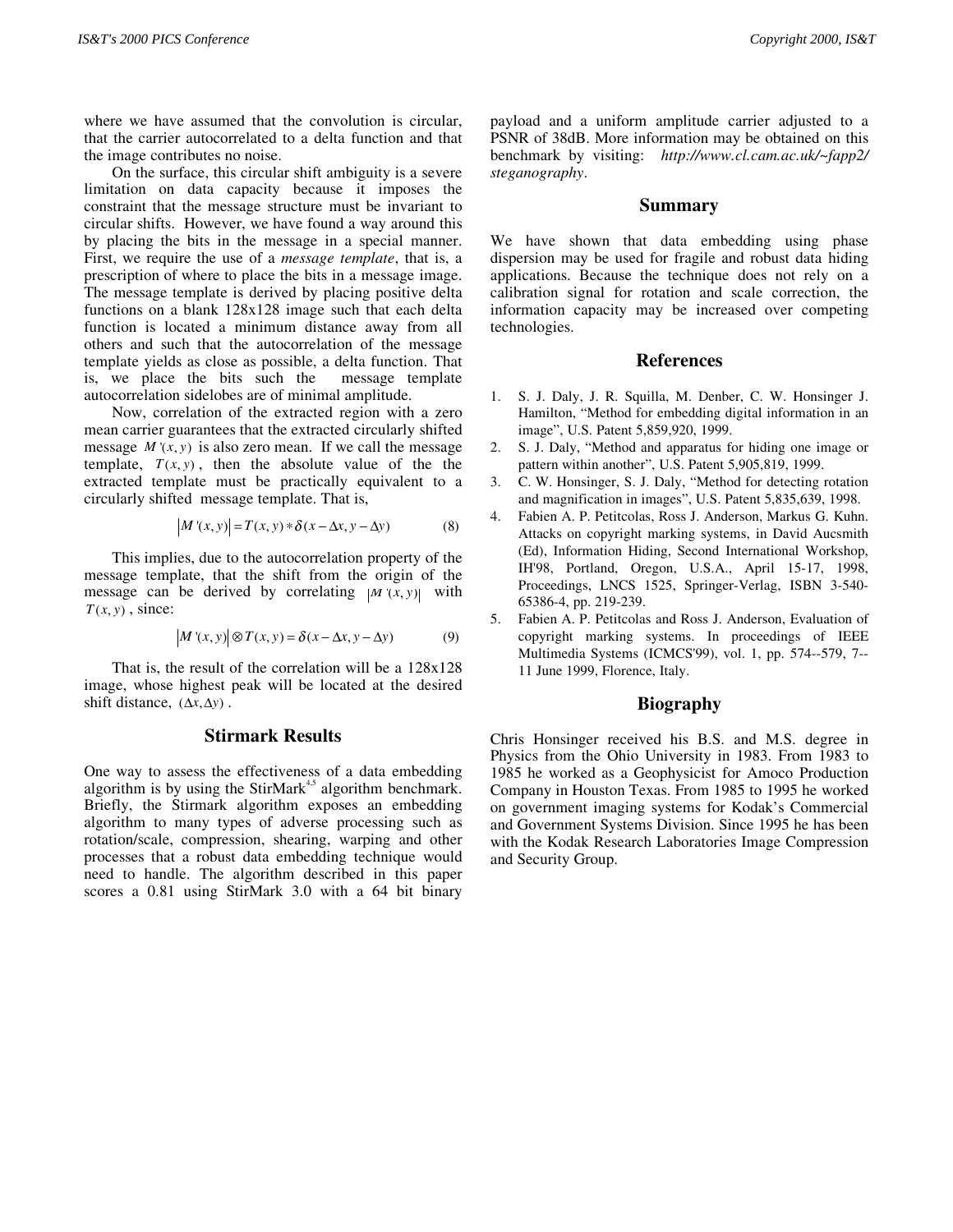where we have assumed that the convolution is circular, that the carrier autocorrelated to a delta function and that the image contributes no noise.

On the surface, this circular shift ambiguity is a severe limitation on data capacity because it imposes the constraint that the message structure must be invariant to circular shifts. However, we have found a way around this by placing the bits in the message in a special manner. First, we require the use of a *message template*, that is, a prescription of where to place the bits in a message image. The message template is derived by placing positive delta functions on a blank 128x128 image such that each delta function is located a minimum distance away from all others and such that the autocorrelation of the message template yields as close as possible, a delta function. That is, we place the bits such the message template autocorrelation sidelobes are of minimal amplitude.

Now, correlation of the extracted region with a zero mean carrier guarantees that the extracted circularly shifted message $M'(x,y)$ is also zero mean. If we call the message template, $T(x,y)$, then the absolute value of the extracted template must be practically equivalent to a circularly shifted message template. That is,

$$\left|M'(x,y)\right| = T(x,y) * \delta(x-\Delta x, y-\Delta y) \qquad (8)$$

This implies, due to the autocorrelation property of the message template, that the shift from the origin of the message can be derived by correlating $\left|M'(x,y)\right|$ with $T(x,y)$, since:

$$\left|M'(x,y)\right| \otimes T(x,y) = \delta(x-\Delta x, y-\Delta y) \qquad (9)$$

That is, the result of the correlation will be a 128x128 image, whose highest peak will be located at the desired shift distance, $(\Delta x, \Delta y)$.

## Stirmark Results

One way to assess the effectiveness of a data embedding algorithm is by using the StirMark[4,5] algorithm benchmark. Briefly, the Stirmark algorithm exposes an embedding algorithm to many types of adverse processing such as rotation/scale, compression, shearing, warping and other processes that a robust data embedding technique would need to handle. The algorithm described in this paper scores a 0.81 using StirMark 3.0 with a 64 bit binary payload and a uniform amplitude carrier adjusted to a PSNR of 38dB. More information may be obtained on this benchmark by visiting: *http://www.cl.cam.ac.uk/~fapp2/steganography*.

## Summary

We have shown that data embedding using phase dispersion may be used for fragile and robust data hiding applications. Because the technique does not rely on a calibration signal for rotation and scale correction, the information capacity may be increased over competing technologies.

## References

1. S. J. Daly, J. R. Squilla, M. Denber, C. W. Honsinger J. Hamilton, "Method for embedding digital information in an image", U.S. Patent 5,859,920, 1999.
2. S. J. Daly, "Method and apparatus for hiding one image or pattern within another", U.S. Patent 5,905,819, 1999.
3. C. W. Honsinger, S. J. Daly, "Method for detecting rotation and magnification in images", U.S. Patent 5,835,639, 1998.
4. Fabien A. P. Petitcolas, Ross J. Anderson, Markus G. Kuhn. Attacks on copyright marking systems, in David Aucsmith (Ed), Information Hiding, Second International Workshop, IH'98, Portland, Oregon, U.S.A., April 15-17, 1998, Proceedings, LNCS 1525, Springer-Verlag, ISBN 3-540-65386-4, pp. 219-239.
5. Fabien A. P. Petitcolas and Ross J. Anderson, Evaluation of copyright marking systems. In proceedings of IEEE Multimedia Systems (ICMCS'99), vol. 1, pp. 574--579, 7--11 June 1999, Florence, Italy.

## Biography

Chris Honsinger received his B.S. and M.S. degree in Physics from the Ohio University in 1983. From 1983 to 1985 he worked as a Geophysicist for Amoco Production Company in Houston Texas. From 1985 to 1995 he worked on government imaging systems for Kodak's Commercial and Government Systems Division. Since 1995 he has been with the Kodak Research Laboratories Image Compression and Security Group.